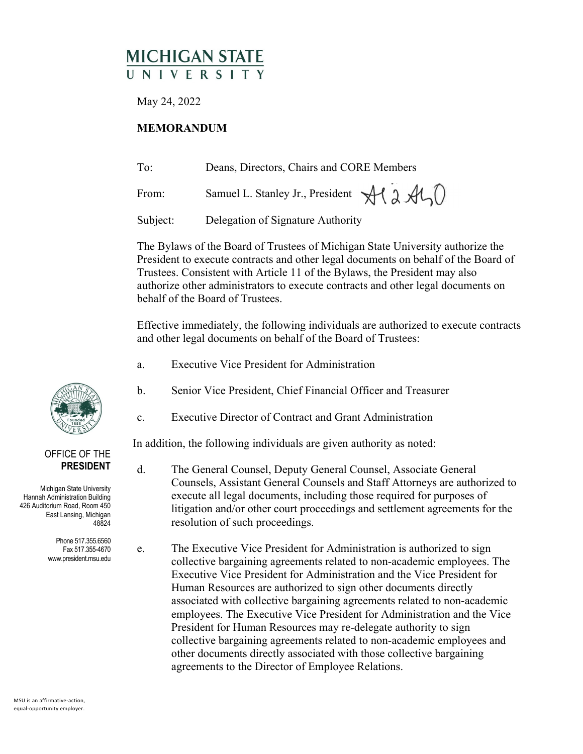# MICHIGAN STATE UNIVERSITY

May 24, 2022

**MEMORANDUM**

To: Deans, Directors, Chairs and CORE Members

From: Samuel L. Stanley Jr., President

Subject: Delegation of Signature Authority

The Bylaws of the Board of Trustees of Michigan State University authorize the President to execute contracts and other legal documents on behalf of the Board of Trustees. Consistent with Article 11 of the Bylaws, the President may also authorize other administrators to execute contracts and other legal documents on behalf of the Board of Trustees.

Effective immediately, the following individuals are authorized to execute contracts and other legal documents on behalf of the Board of Trustees:

a. Executive Vice President for Administration

b. Senior Vice President, Chief Financial Officer and Treasurer

c. Executive Director of Contract and Grant Administration

In addition, the following individuals are given authority as noted:

d. The General Counsel, Deputy General Counsel, Associate General Counsels, Assistant General Counsels and Staff Attorneys are authorized to execute all legal documents, including those required for purposes of litigation and/or other court proceedings and settlement agreements for the resolution of such proceedings.

e. The Executive Vice President for Administration is authorized to sign collective bargaining agreements related to non-academic employees. The Executive Vice President for Administration and the Vice President for Human Resources are authorized to sign other documents directly associated with collective bargaining agreements related to non-academic employees. The Executive Vice President for Administration and the Vice President for Human Resources may re-delegate authority to sign collective bargaining agreements related to non-academic employees and other documents directly associated with those collective bargaining agreements to the Director of Employee Relations.

OFFICE OF THE **PRESIDENT**

Michigan State University
Hannah Administration Building
426 Auditorium Road, Room 450
East Lansing, Michigan
48824

Phone 517.355.6560
Fax 517.355-4670
www.president.msu.edu

MSU is an affirmative-action, equal-opportunity employer.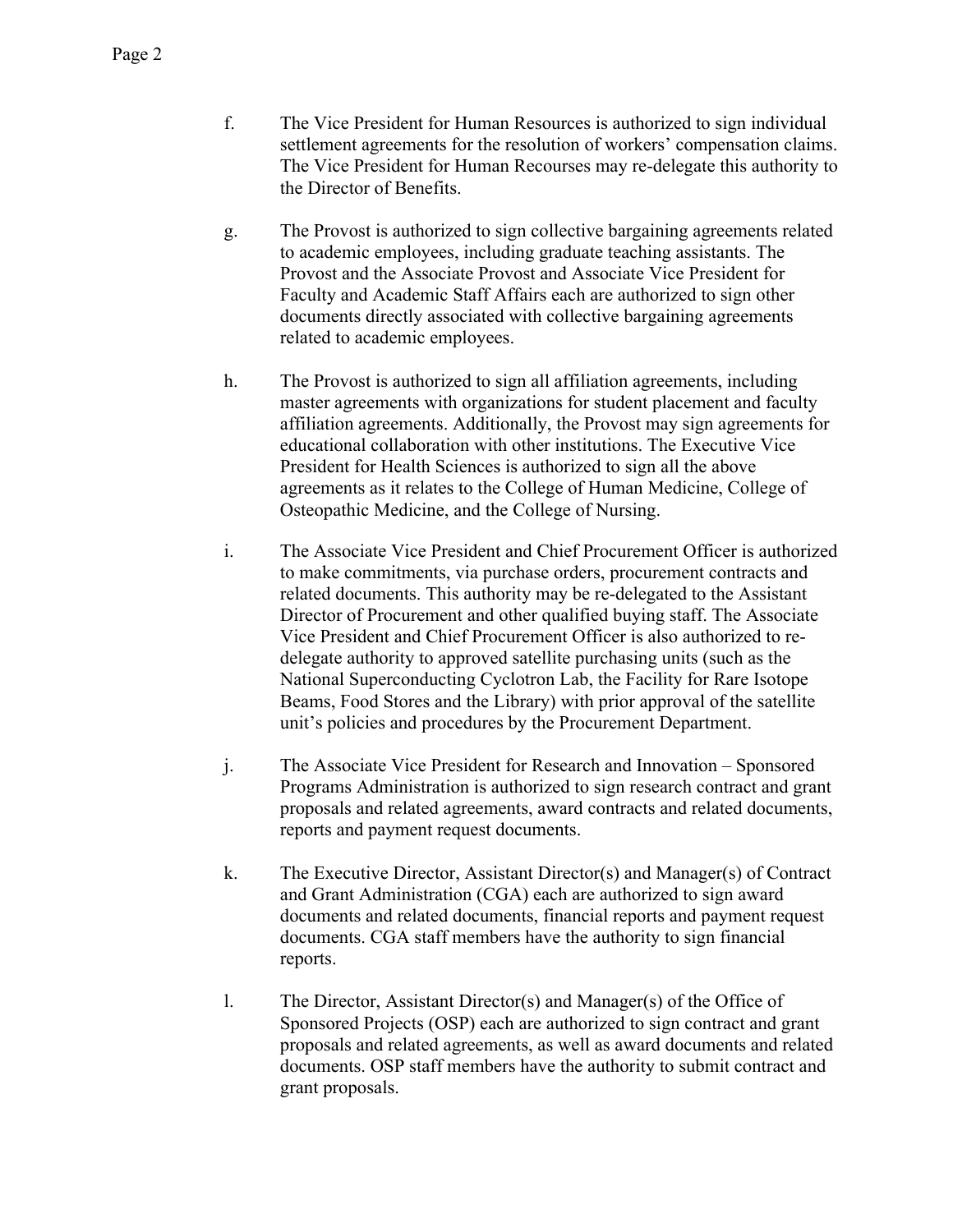f. The Vice President for Human Resources is authorized to sign individual settlement agreements for the resolution of workers' compensation claims. The Vice President for Human Recourses may re-delegate this authority to the Director of Benefits.

g. The Provost is authorized to sign collective bargaining agreements related to academic employees, including graduate teaching assistants. The Provost and the Associate Provost and Associate Vice President for Faculty and Academic Staff Affairs each are authorized to sign other documents directly associated with collective bargaining agreements related to academic employees.

h. The Provost is authorized to sign all affiliation agreements, including master agreements with organizations for student placement and faculty affiliation agreements. Additionally, the Provost may sign agreements for educational collaboration with other institutions. The Executive Vice President for Health Sciences is authorized to sign all the above agreements as it relates to the College of Human Medicine, College of Osteopathic Medicine, and the College of Nursing.

i. The Associate Vice President and Chief Procurement Officer is authorized to make commitments, via purchase orders, procurement contracts and related documents. This authority may be re-delegated to the Assistant Director of Procurement and other qualified buying staff. The Associate Vice President and Chief Procurement Officer is also authorized to re-delegate authority to approved satellite purchasing units (such as the National Superconducting Cyclotron Lab, the Facility for Rare Isotope Beams, Food Stores and the Library) with prior approval of the satellite unit's policies and procedures by the Procurement Department.

j. The Associate Vice President for Research and Innovation – Sponsored Programs Administration is authorized to sign research contract and grant proposals and related agreements, award contracts and related documents, reports and payment request documents.

k. The Executive Director, Assistant Director(s) and Manager(s) of Contract and Grant Administration (CGA) each are authorized to sign award documents and related documents, financial reports and payment request documents. CGA staff members have the authority to sign financial reports.

l. The Director, Assistant Director(s) and Manager(s) of the Office of Sponsored Projects (OSP) each are authorized to sign contract and grant proposals and related agreements, as well as award documents and related documents. OSP staff members have the authority to submit contract and grant proposals.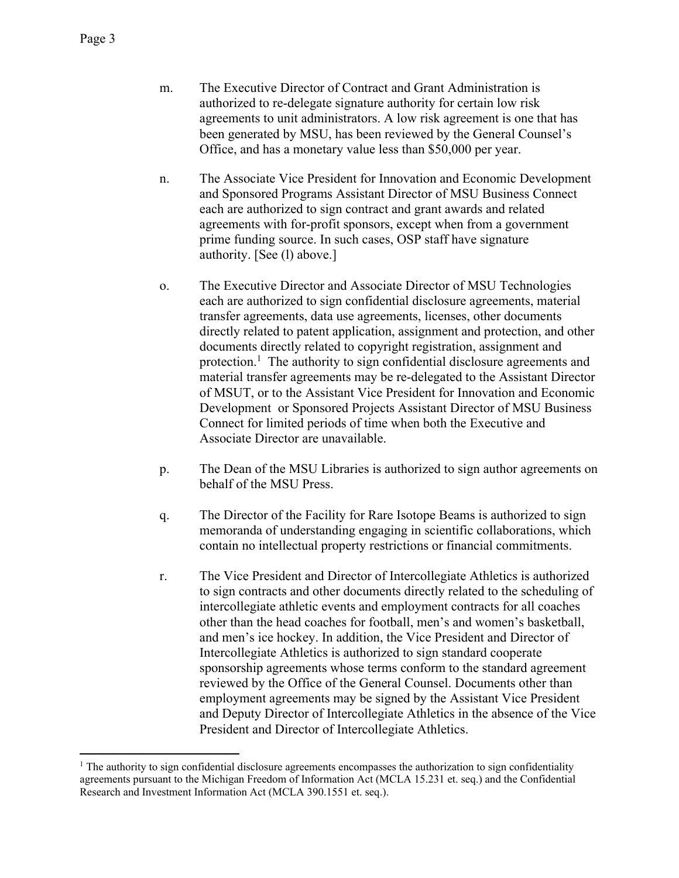m. The Executive Director of Contract and Grant Administration is authorized to re-delegate signature authority for certain low risk agreements to unit administrators. A low risk agreement is one that has been generated by MSU, has been reviewed by the General Counsel's Office, and has a monetary value less than $50,000 per year.

n. The Associate Vice President for Innovation and Economic Development and Sponsored Programs Assistant Director of MSU Business Connect each are authorized to sign contract and grant awards and related agreements with for-profit sponsors, except when from a government prime funding source. In such cases, OSP staff have signature authority. [See (l) above.]

o. The Executive Director and Associate Director of MSU Technologies each are authorized to sign confidential disclosure agreements, material transfer agreements, data use agreements, licenses, other documents directly related to patent application, assignment and protection, and other documents directly related to copyright registration, assignment and protection.[1] The authority to sign confidential disclosure agreements and material transfer agreements may be re-delegated to the Assistant Director of MSUT, or to the Assistant Vice President for Innovation and Economic Development or Sponsored Projects Assistant Director of MSU Business Connect for limited periods of time when both the Executive and Associate Director are unavailable.

p. The Dean of the MSU Libraries is authorized to sign author agreements on behalf of the MSU Press.

q. The Director of the Facility for Rare Isotope Beams is authorized to sign memoranda of understanding engaging in scientific collaborations, which contain no intellectual property restrictions or financial commitments.

r. The Vice President and Director of Intercollegiate Athletics is authorized to sign contracts and other documents directly related to the scheduling of intercollegiate athletic events and employment contracts for all coaches other than the head coaches for football, men's and women's basketball, and men's ice hockey. In addition, the Vice President and Director of Intercollegiate Athletics is authorized to sign standard cooperate sponsorship agreements whose terms conform to the standard agreement reviewed by the Office of the General Counsel. Documents other than employment agreements may be signed by the Assistant Vice President and Deputy Director of Intercollegiate Athletics in the absence of the Vice President and Director of Intercollegiate Athletics.

---

[1] The authority to sign confidential disclosure agreements encompasses the authorization to sign confidentiality agreements pursuant to the Michigan Freedom of Information Act (MCLA 15.231 et. seq.) and the Confidential Research and Investment Information Act (MCLA 390.1551 et. seq.).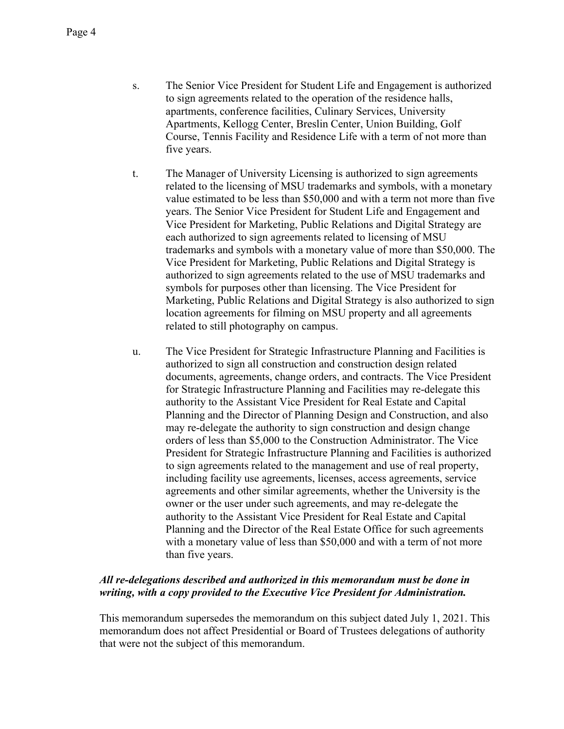s. The Senior Vice President for Student Life and Engagement is authorized to sign agreements related to the operation of the residence halls, apartments, conference facilities, Culinary Services, University Apartments, Kellogg Center, Breslin Center, Union Building, Golf Course, Tennis Facility and Residence Life with a term of not more than five years.

t. The Manager of University Licensing is authorized to sign agreements related to the licensing of MSU trademarks and symbols, with a monetary value estimated to be less than $50,000 and with a term not more than five years. The Senior Vice President for Student Life and Engagement and Vice President for Marketing, Public Relations and Digital Strategy are each authorized to sign agreements related to licensing of MSU trademarks and symbols with a monetary value of more than $50,000. The Vice President for Marketing, Public Relations and Digital Strategy is authorized to sign agreements related to the use of MSU trademarks and symbols for purposes other than licensing. The Vice President for Marketing, Public Relations and Digital Strategy is also authorized to sign location agreements for filming on MSU property and all agreements related to still photography on campus.

u. The Vice President for Strategic Infrastructure Planning and Facilities is authorized to sign all construction and construction design related documents, agreements, change orders, and contracts. The Vice President for Strategic Infrastructure Planning and Facilities may re-delegate this authority to the Assistant Vice President for Real Estate and Capital Planning and the Director of Planning Design and Construction, and also may re-delegate the authority to sign construction and design change orders of less than $5,000 to the Construction Administrator. The Vice President for Strategic Infrastructure Planning and Facilities is authorized to sign agreements related to the management and use of real property, including facility use agreements, licenses, access agreements, service agreements and other similar agreements, whether the University is the owner or the user under such agreements, and may re-delegate the authority to the Assistant Vice President for Real Estate and Capital Planning and the Director of the Real Estate Office for such agreements with a monetary value of less than $50,000 and with a term of not more than five years.

***All re-delegations described and authorized in this memorandum must be done in writing, with a copy provided to the Executive Vice President for Administration.***

This memorandum supersedes the memorandum on this subject dated July 1, 2021. This memorandum does not affect Presidential or Board of Trustees delegations of authority that were not the subject of this memorandum.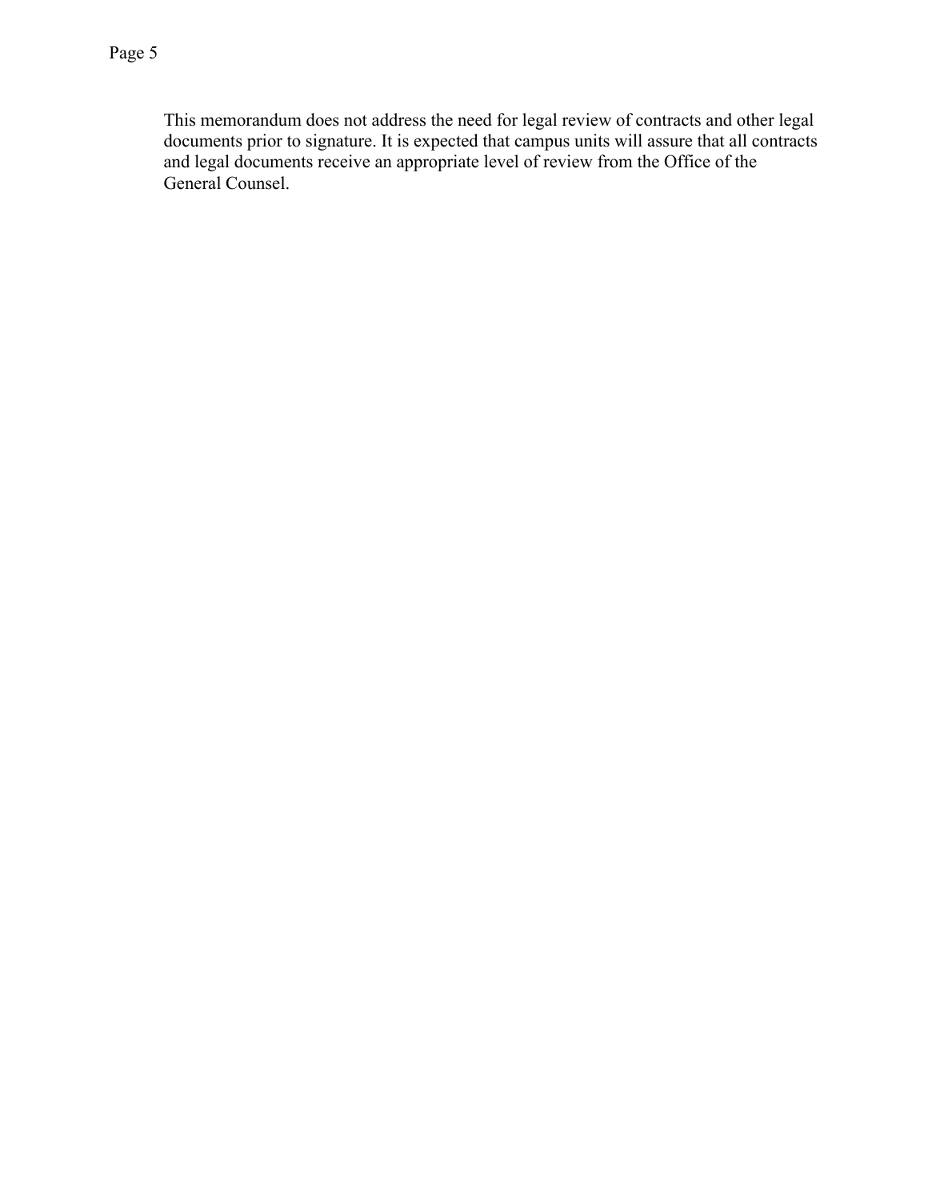This memorandum does not address the need for legal review of contracts and other legal documents prior to signature. It is expected that campus units will assure that all contracts and legal documents receive an appropriate level of review from the Office of the General Counsel.